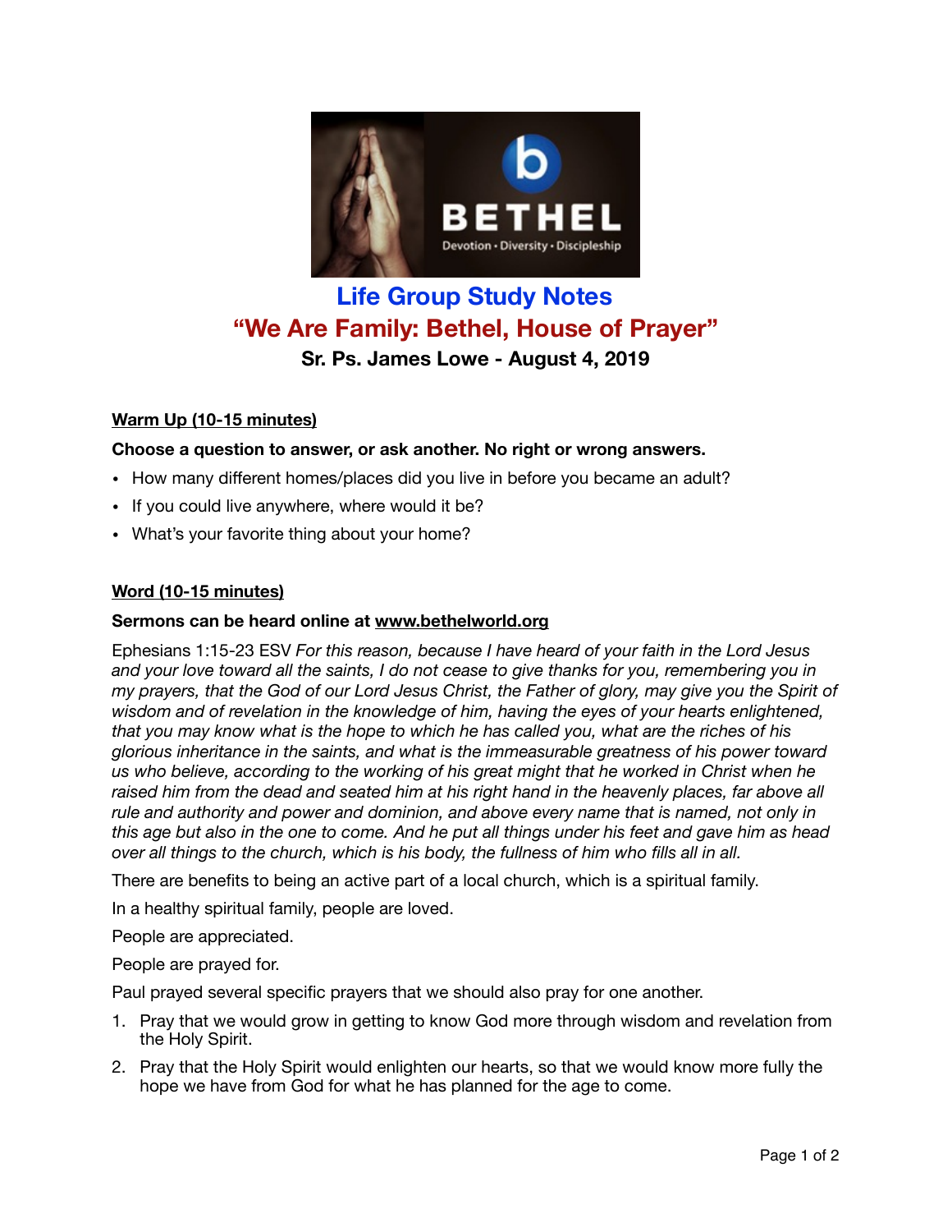# Life Group Study Notes

## "We Are Family: Bethel, House of Prayer"

**Sr. Ps. James Lowe - August 4, 2019**

**Warm Up (10-15 minutes)**

**Choose a question to answer, or ask another. No right or wrong answers.**

- How many different homes/places did you live in before you became an adult?
- If you could live anywhere, where would it be?
- What's your favorite thing about your home?

**Word (10-15 minutes)**

**Sermons can be heard online at www.bethelworld.org**

Ephesians 1:15-23 ESV *For this reason, because I have heard of your faith in the Lord Jesus and your love toward all the saints, I do not cease to give thanks for you, remembering you in my prayers, that the God of our Lord Jesus Christ, the Father of glory, may give you the Spirit of wisdom and of revelation in the knowledge of him, having the eyes of your hearts enlightened, that you may know what is the hope to which he has called you, what are the riches of his glorious inheritance in the saints, and what is the immeasurable greatness of his power toward us who believe, according to the working of his great might that he worked in Christ when he raised him from the dead and seated him at his right hand in the heavenly places, far above all rule and authority and power and dominion, and above every name that is named, not only in this age but also in the one to come. And he put all things under his feet and gave him as head over all things to the church, which is his body, the fullness of him who fills all in all.*

There are benefits to being an active part of a local church, which is a spiritual family.

In a healthy spiritual family, people are loved.

People are appreciated.

People are prayed for.

Paul prayed several specific prayers that we should also pray for one another.

1. Pray that we would grow in getting to know God more through wisdom and revelation from the Holy Spirit.
2. Pray that the Holy Spirit would enlighten our hearts, so that we would know more fully the hope we have from God for what he has planned for the age to come.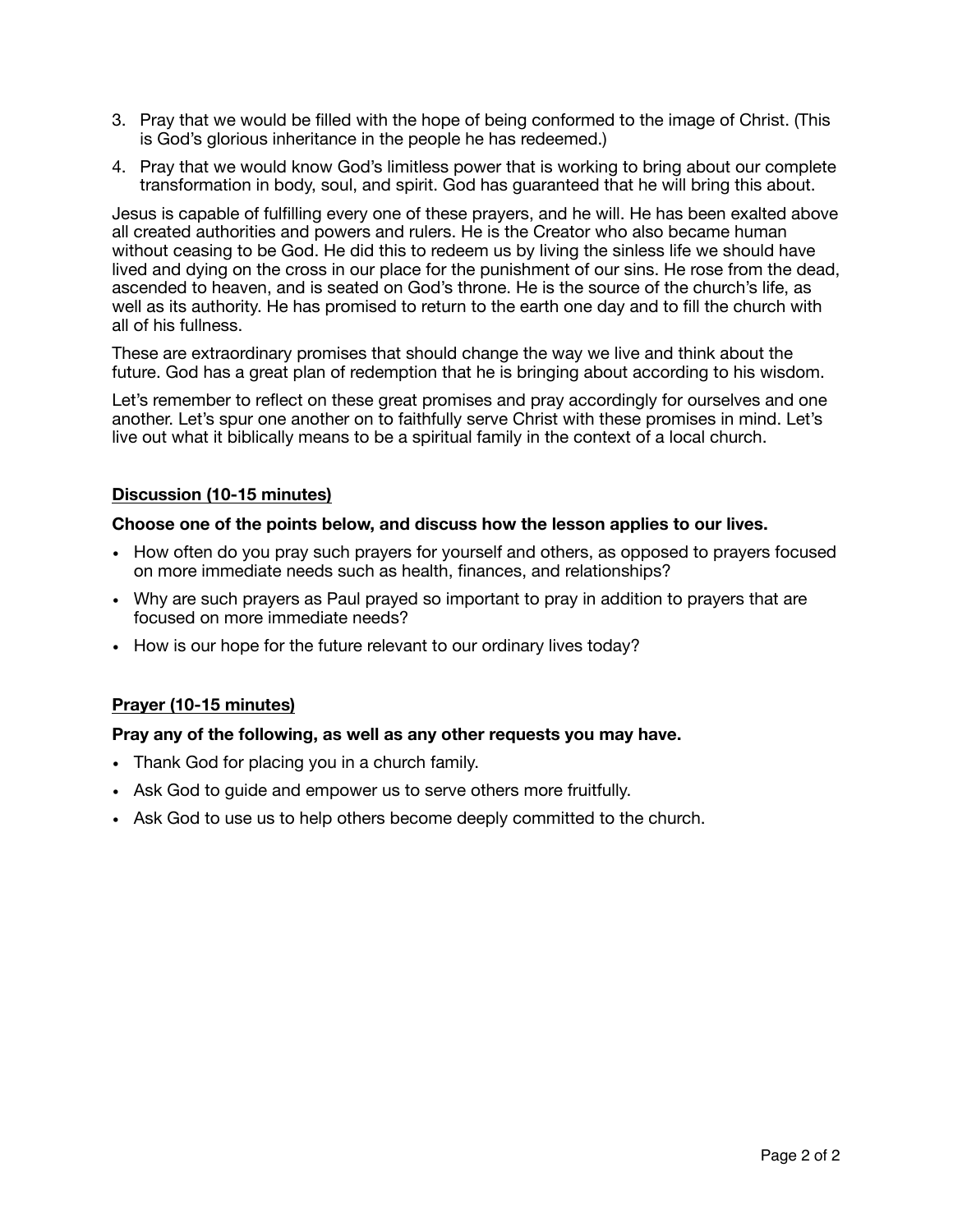3. Pray that we would be filled with the hope of being conformed to the image of Christ. (This is God's glorious inheritance in the people he has redeemed.)
4. Pray that we would know God's limitless power that is working to bring about our complete transformation in body, soul, and spirit. God has guaranteed that he will bring this about.

Jesus is capable of fulfilling every one of these prayers, and he will. He has been exalted above all created authorities and powers and rulers. He is the Creator who also became human without ceasing to be God. He did this to redeem us by living the sinless life we should have lived and dying on the cross in our place for the punishment of our sins. He rose from the dead, ascended to heaven, and is seated on God's throne. He is the source of the church's life, as well as its authority. He has promised to return to the earth one day and to fill the church with all of his fullness.

These are extraordinary promises that should change the way we live and think about the future. God has a great plan of redemption that he is bringing about according to his wisdom.

Let's remember to reflect on these great promises and pray accordingly for ourselves and one another. Let's spur one another on to faithfully serve Christ with these promises in mind. Let's live out what it biblically means to be a spiritual family in the context of a local church.

## Discussion (10-15 minutes)

**Choose one of the points below, and discuss how the lesson applies to our lives.**

- How often do you pray such prayers for yourself and others, as opposed to prayers focused on more immediate needs such as health, finances, and relationships?
- Why are such prayers as Paul prayed so important to pray in addition to prayers that are focused on more immediate needs?
- How is our hope for the future relevant to our ordinary lives today?

## Prayer (10-15 minutes)

**Pray any of the following, as well as any other requests you may have.**

- Thank God for placing you in a church family.
- Ask God to guide and empower us to serve others more fruitfully.
- Ask God to use us to help others become deeply committed to the church.